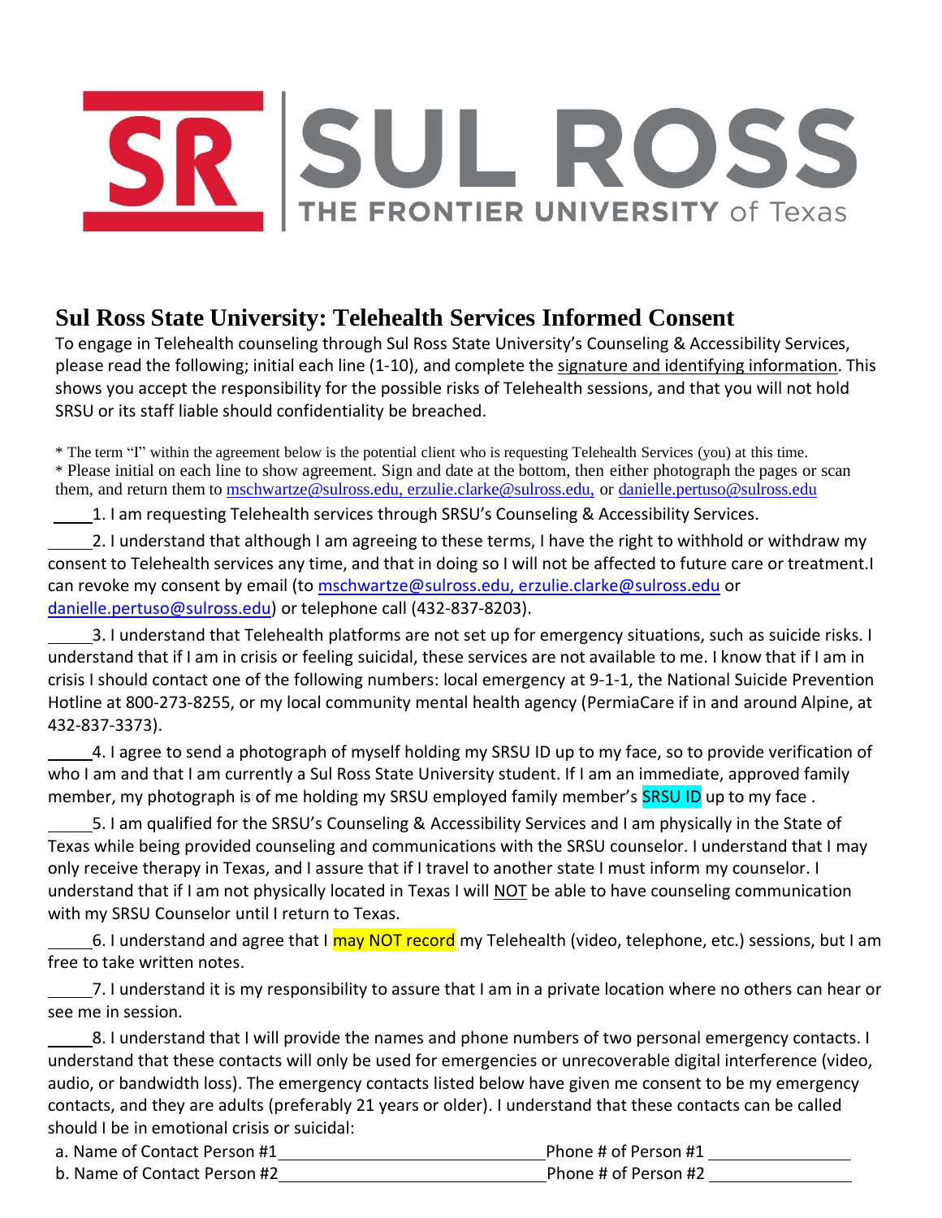SR | SUL ROSS
THE FRONTIER UNIVERSITY of Texas

# Sul Ross State University: Telehealth Services Informed Consent

To engage in Telehealth counseling through Sul Ross State University's Counseling & Accessibility Services, please read the following; initial each line (1-10), and complete the signature and identifying information. This shows you accept the responsibility for the possible risks of Telehealth sessions, and that you will not hold SRSU or its staff liable should confidentiality be breached.

* The term "I" within the agreement below is the potential client who is requesting Telehealth Services (you) at this time.
* Please initial on each line to show agreement. Sign and date at the bottom, then either photograph the pages or scan them, and return them to mschwartze@sulross.edu, erzulie.clarke@sulross.edu, or danielle.pertuso@sulross.edu

_____1. I am requesting Telehealth services through SRSU's Counseling & Accessibility Services.

_____2. I understand that although I am agreeing to these terms, I have the right to withhold or withdraw my consent to Telehealth services any time, and that in doing so I will not be affected to future care or treatment.I can revoke my consent by email (to mschwartze@sulross.edu, erzulie.clarke@sulross.edu or danielle.pertuso@sulross.edu) or telephone call (432-837-8203).

_____3. I understand that Telehealth platforms are not set up for emergency situations, such as suicide risks. I understand that if I am in crisis or feeling suicidal, these services are not available to me. I know that if I am in crisis I should contact one of the following numbers: local emergency at 9-1-1, the National Suicide Prevention Hotline at 800-273-8255, or my local community mental health agency (PermiaCare if in and around Alpine, at 432-837-3373).

_____4. I agree to send a photograph of myself holding my SRSU ID up to my face, so to provide verification of who I am and that I am currently a Sul Ross State University student. If I am an immediate, approved family member, my photograph is of me holding my SRSU employed family member's SRSU ID up to my face .

_____5. I am qualified for the SRSU's Counseling & Accessibility Services and I am physically in the State of Texas while being provided counseling and communications with the SRSU counselor. I understand that I may only receive therapy in Texas, and I assure that if I travel to another state I must inform my counselor. I understand that if I am not physically located in Texas I will NOT be able to have counseling communication with my SRSU Counselor until I return to Texas.

_____6. I understand and agree that I may NOT record my Telehealth (video, telephone, etc.) sessions, but I am free to take written notes.

_____7. I understand it is my responsibility to assure that I am in a private location where no others can hear or see me in session.

_____8. I understand that I will provide the names and phone numbers of two personal emergency contacts. I understand that these contacts will only be used for emergencies or unrecoverable digital interference (video, audio, or bandwidth loss). The emergency contacts listed below have given me consent to be my emergency contacts, and they are adults (preferably 21 years or older). I understand that these contacts can be called should I be in emotional crisis or suicidal:

a. Name of Contact Person #1_______________________________ Phone # of Person #1 _______________

b. Name of Contact Person #2_______________________________ Phone # of Person #2 _______________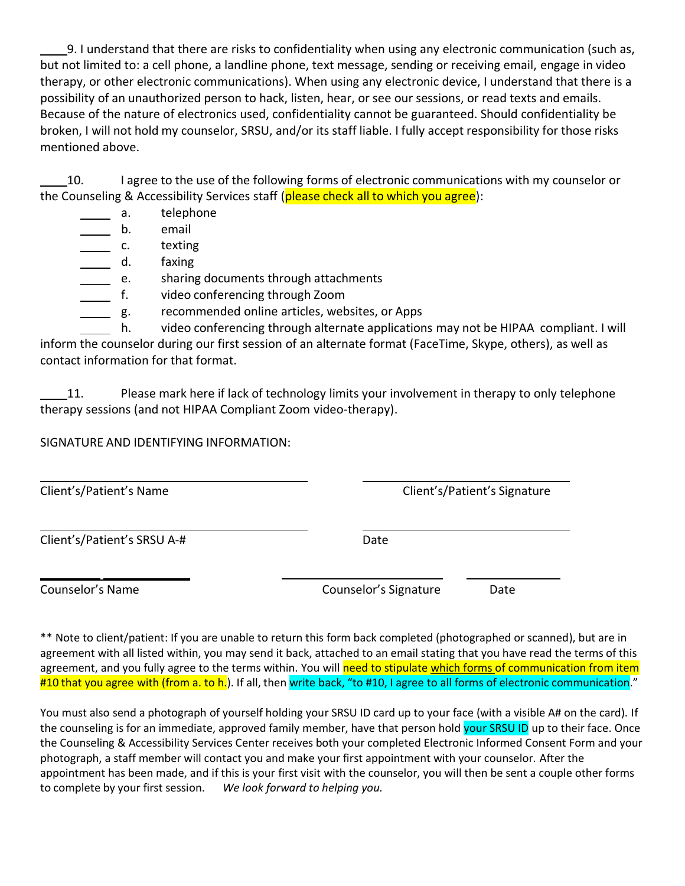____9. I understand that there are risks to confidentiality when using any electronic communication (such as, but not limited to: a cell phone, a landline phone, text message, sending or receiving email, engage in video therapy, or other electronic communications). When using any electronic device, I understand that there is a possibility of an unauthorized person to hack, listen, hear, or see our sessions, or read texts and emails. Because of the nature of electronics used, confidentiality cannot be guaranteed. Should confidentiality be broken, I will not hold my counselor, SRSU, and/or its staff liable. I fully accept responsibility for those risks mentioned above.

____10. I agree to the use of the following forms of electronic communications with my counselor or the Counseling & Accessibility Services staff (please check all to which you agree):

- _____ a. telephone
- _____ b. email
- _____ c. texting
- _____ d. faxing
- _____ e. sharing documents through attachments
- _____ f. video conferencing through Zoom
- _____ g. recommended online articles, websites, or Apps
- _____ h. video conferencing through alternate applications may not be HIPAA compliant. I will inform the counselor during our first session of an alternate format (FaceTime, Skype, others), as well as contact information for that format.

____11. Please mark here if lack of technology limits your involvement in therapy to only telephone therapy sessions (and not HIPAA Compliant Zoom video-therapy).

SIGNATURE AND IDENTIFYING INFORMATION:

| | |
|---|---|
| ______________________________ | ______________________________ |
| Client's/Patient's Name | Client's/Patient's Signature |
| ______________________________ | ______________________________ |
| Client's/Patient's SRSU A-# | Date |

| | | |
|---|---|---|
| ____________________ | ____________________ | ______________ |
| Counselor's Name | Counselor's Signature | Date |

** Note to client/patient: If you are unable to return this form back completed (photographed or scanned), but are in agreement with all listed within, you may send it back, attached to an email stating that you have read the terms of this agreement, and you fully agree to the terms within. You will need to stipulate which forms of communication from item #10 that you agree with (from a. to h.). If all, then write back, "to #10, I agree to all forms of electronic communication."

You must also send a photograph of yourself holding your SRSU ID card up to your face (with a visible A# on the card). If the counseling is for an immediate, approved family member, have that person hold your SRSU ID up to their face. Once the Counseling & Accessibility Services Center receives both your completed Electronic Informed Consent Form and your photograph, a staff member will contact you and make your first appointment with your counselor. After the appointment has been made, and if this is your first visit with the counselor, you will then be sent a couple other forms to complete by your first session. *We look forward to helping you.*